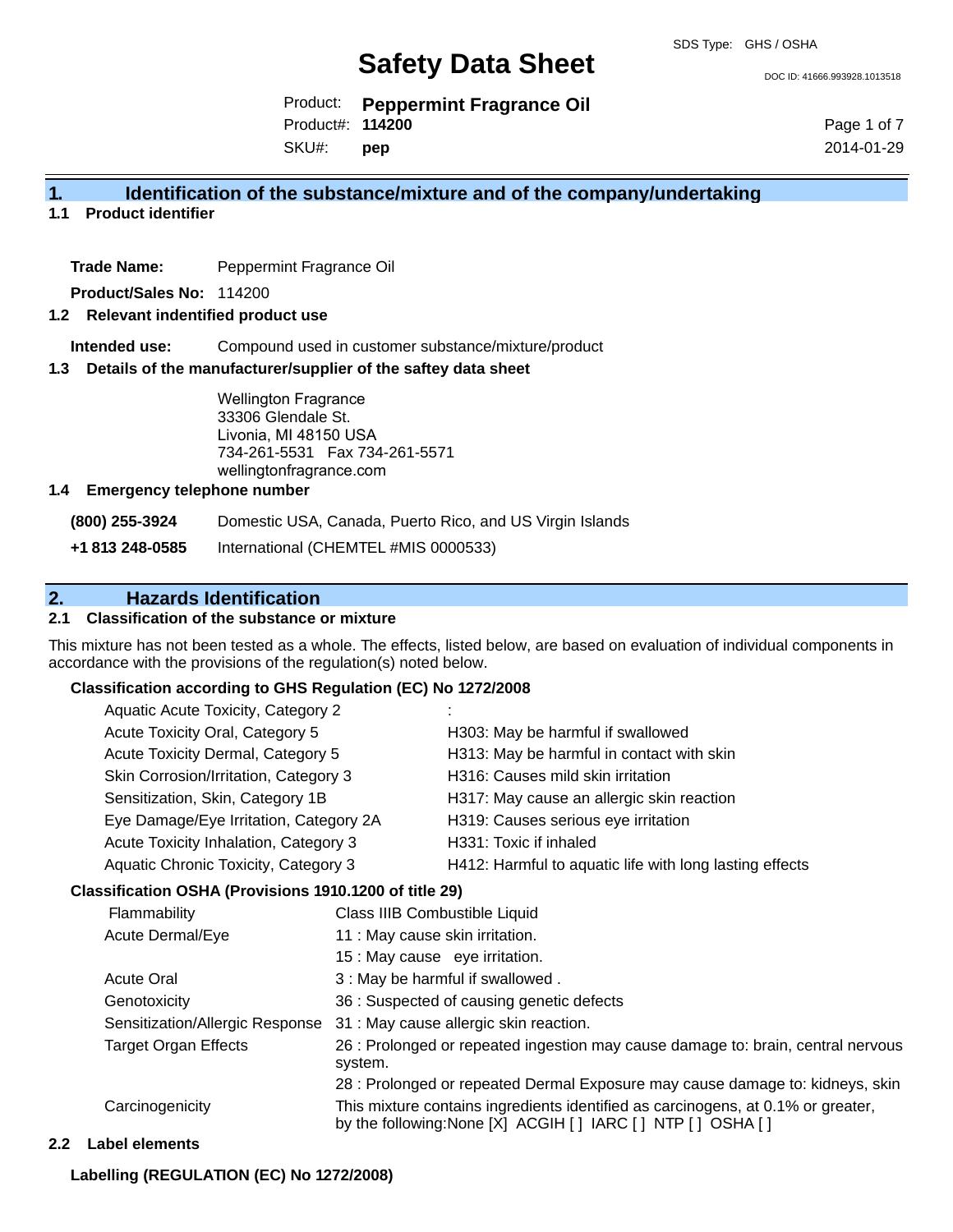SDS Type: GHS / OSHA

# Safety Data Sheet

DOC ID: 41666.993928.1013518

Product: **Peppermint Fragrance Oil**
Product#: **114200**
SKU#: **pep**

2014-01-29

## 1. Identification of the substance/mixture and of the company/undertaking

### 1.1 Product identifier

**Trade Name:** Peppermint Fragrance Oil

**Product/Sales No:** 114200

### 1.2 Relevant indentified product use

**Intended use:** Compound used in customer substance/mixture/product

### 1.3 Details of the manufacturer/supplier of the saftey data sheet

Wellington Fragrance
33306 Glendale St.
Livonia, MI 48150 USA
734-261-5531 Fax 734-261-5571
wellingtonfragrance.com

### 1.4 Emergency telephone number

**(800) 255-3924** Domestic USA, Canada, Puerto Rico, and US Virgin Islands

**+1 813 248-0585** International (CHEMTEL #MIS 0000533)

## 2. Hazards Identification

### 2.1 Classification of the substance or mixture

This mixture has not been tested as a whole. The effects, listed below, are based on evaluation of individual components in accordance with the provisions of the regulation(s) noted below.

**Classification according to GHS Regulation (EC) No 1272/2008**

| | |
|---|---|
| Aquatic Acute Toxicity, Category 2 | : |
| Acute Toxicity Oral, Category 5 | H303: May be harmful if swallowed |
| Acute Toxicity Dermal, Category 5 | H313: May be harmful in contact with skin |
| Skin Corrosion/Irritation, Category 3 | H316: Causes mild skin irritation |
| Sensitization, Skin, Category 1B | H317: May cause an allergic skin reaction |
| Eye Damage/Eye Irritation, Category 2A | H319: Causes serious eye irritation |
| Acute Toxicity Inhalation, Category 3 | H331: Toxic if inhaled |
| Aquatic Chronic Toxicity, Category 3 | H412: Harmful to aquatic life with long lasting effects |

**Classification OSHA (Provisions 1910.1200 of title 29)**

| | |
|---|---|
| Flammability | Class IIIB Combustible Liquid |
| Acute Dermal/Eye | 11 : May cause skin irritation. |
| | 15 : May cause eye irritation. |
| Acute Oral | 3 : May be harmful if swallowed . |
| Genotoxicity | 36 : Suspected of causing genetic defects |
| Sensitization/Allergic Response | 31 : May cause allergic skin reaction. |
| Target Organ Effects | 26 : Prolonged or repeated ingestion may cause damage to: brain, central nervous system. |
| | 28 : Prolonged or repeated Dermal Exposure may cause damage to: kidneys, skin |
| Carcinogenicity | This mixture contains ingredients identified as carcinogens, at 0.1% or greater, by the following:None [X] ACGIH [ ] IARC [ ] NTP [ ] OSHA [ ] |

### 2.2 Label elements

**Labelling (REGULATION (EC) No 1272/2008)**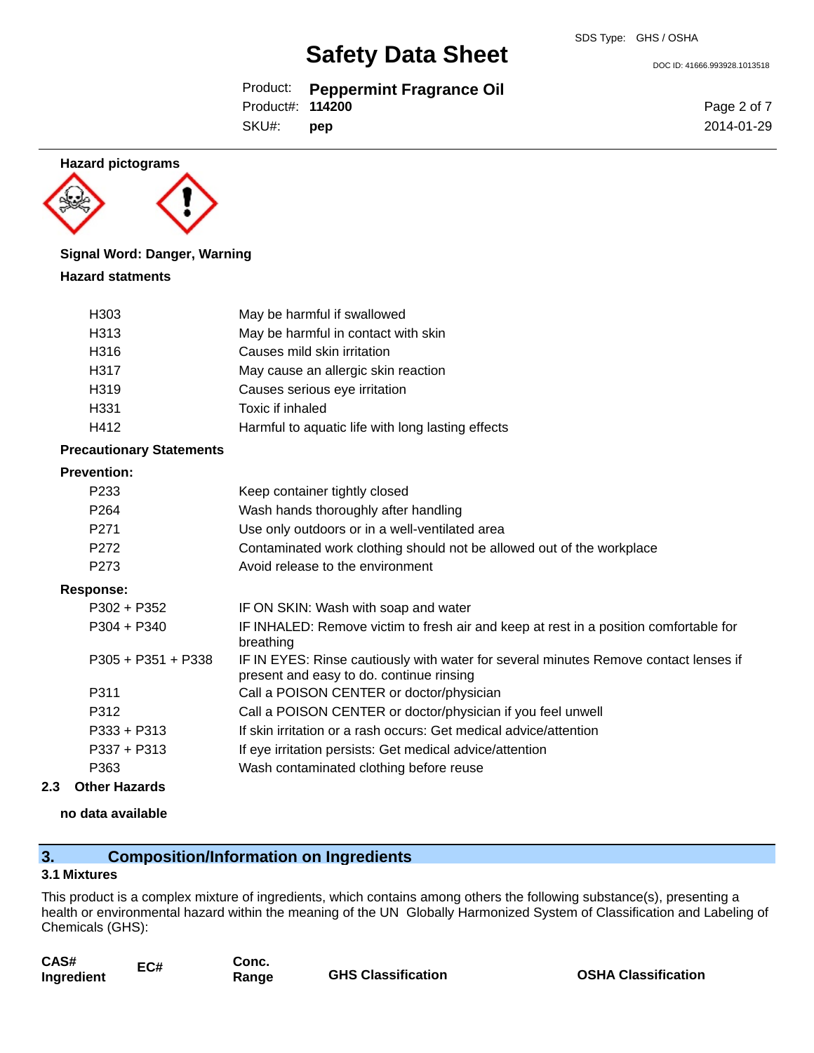**Hazard pictograms**

**Signal Word: Danger, Warning**

**Hazard statments**

| | |
|---|---|
| H303 | May be harmful if swallowed |
| H313 | May be harmful in contact with skin |
| H316 | Causes mild skin irritation |
| H317 | May cause an allergic skin reaction |
| H319 | Causes serious eye irritation |
| H331 | Toxic if inhaled |
| H412 | Harmful to aquatic life with long lasting effects |

**Precautionary Statements**

**Prevention:**

| | |
|---|---|
| P233 | Keep container tightly closed |
| P264 | Wash hands thoroughly after handling |
| P271 | Use only outdoors or in a well-ventilated area |
| P272 | Contaminated work clothing should not be allowed out of the workplace |
| P273 | Avoid release to the environment |

**Response:**

| | |
|---|---|
| P302 + P352 | IF ON SKIN: Wash with soap and water |
| P304 + P340 | IF INHALED: Remove victim to fresh air and keep at rest in a position comfortable for breathing |
| P305 + P351 + P338 | IF IN EYES: Rinse cautiously with water for several minutes Remove contact lenses if present and easy to do. continue rinsing |
| P311 | Call a POISON CENTER or doctor/physician |
| P312 | Call a POISON CENTER or doctor/physician if you feel unwell |
| P333 + P313 | If skin irritation or a rash occurs: Get medical advice/attention |
| P337 + P313 | If eye irritation persists: Get medical advice/attention |
| P363 | Wash contaminated clothing before reuse |

### 2.3 Other Hazards

**no data available**

## 3. Composition/Information on Ingredients

### 3.1 Mixtures

This product is a complex mixture of ingredients, which contains among others the following substance(s), presenting a health or environmental hazard within the meaning of the UN Globally Harmonized System of Classification and Labeling of Chemicals (GHS):

| CAS# Ingredient | EC# | Conc. Range | GHS Classification | OSHA Classification |
|---|---|---|---|---|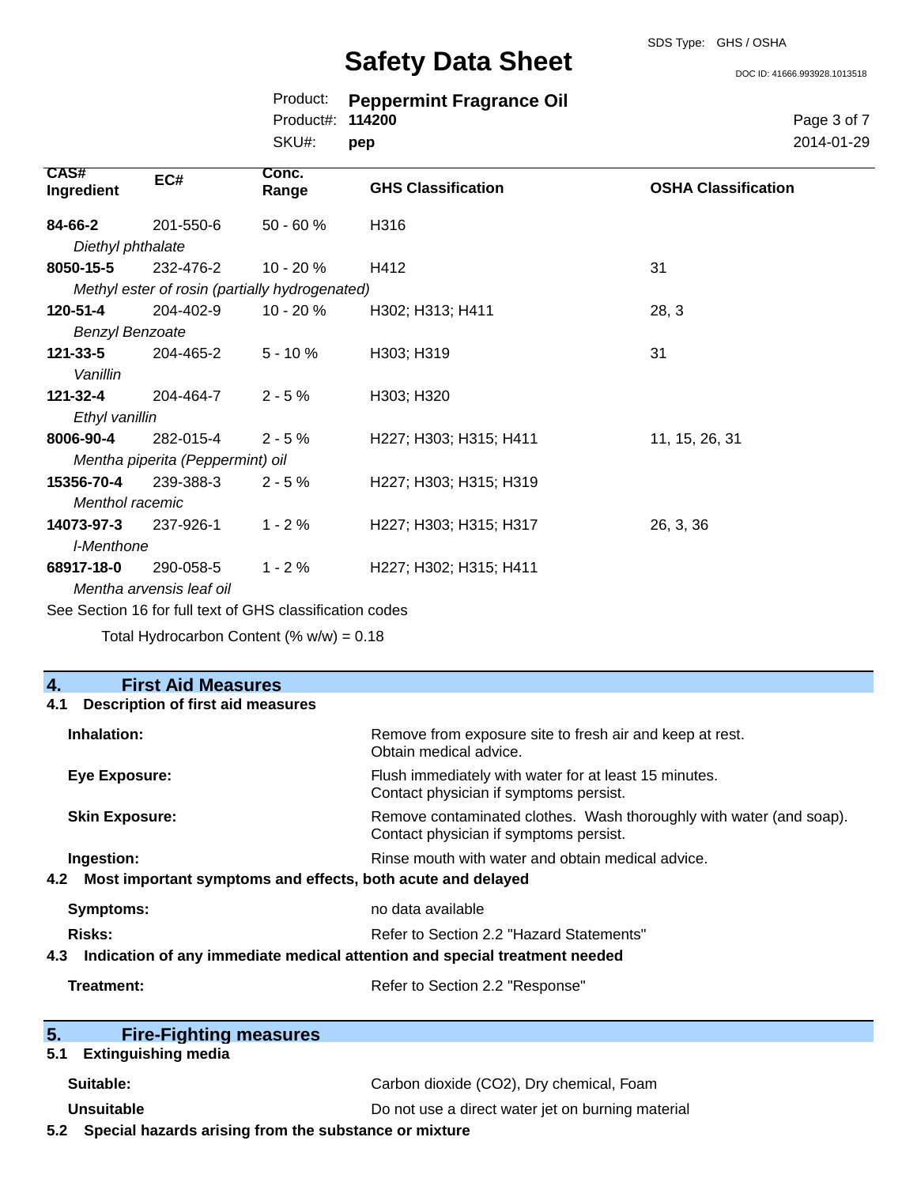| CAS# Ingredient | EC# | Conc. Range | GHS Classification | OSHA Classification |
|---|---|---|---|---|
| **84-66-2** *Diethyl phthalate* | 201-550-6 | 50 - 60 % | H316 | |
| **8050-15-5** *Methyl ester of rosin (partially hydrogenated)* | 232-476-2 | 10 - 20 % | H412 | 31 |
| **120-51-4** *Benzyl Benzoate* | 204-402-9 | 10 - 20 % | H302; H313; H411 | 28, 3 |
| **121-33-5** *Vanillin* | 204-465-2 | 5 - 10 % | H303; H319 | 31 |
| **121-32-4** *Ethyl vanillin* | 204-464-7 | 2 - 5 % | H303; H320 | |
| **8006-90-4** *Mentha piperita (Peppermint) oil* | 282-015-4 | 2 - 5 % | H227; H303; H315; H411 | 11, 15, 26, 31 |
| **15356-70-4** *Menthol racemic* | 239-388-3 | 2 - 5 % | H227; H303; H315; H319 | |
| **14073-97-3** *l-Menthone* | 237-926-1 | 1 - 2 % | H227; H303; H315; H317 | 26, 3, 36 |
| **68917-18-0** *Mentha arvensis leaf oil* | 290-058-5 | 1 - 2 % | H227; H302; H315; H411 | |

See Section 16 for full text of GHS classification codes

Total Hydrocarbon Content (% w/w) = 0.18

## 4. First Aid Measures

### 4.1 Description of first aid measures

**Inhalation:** Remove from exposure site to fresh air and keep at rest. Obtain medical advice.

**Eye Exposure:** Flush immediately with water for at least 15 minutes. Contact physician if symptoms persist.

**Skin Exposure:** Remove contaminated clothes. Wash thoroughly with water (and soap). Contact physician if symptoms persist.

**Ingestion:** Rinse mouth with water and obtain medical advice.

### 4.2 Most important symptoms and effects, both acute and delayed

**Symptoms:** no data available

**Risks:** Refer to Section 2.2 "Hazard Statements"

### 4.3 Indication of any immediate medical attention and special treatment needed

**Treatment:** Refer to Section 2.2 "Response"

## 5. Fire-Fighting measures

### 5.1 Extinguishing media

**Suitable:** Carbon dioxide ($CO_2$), Dry chemical, Foam

**Unsuitable** Do not use a direct water jet on burning material

### 5.2 Special hazards arising from the substance or mixture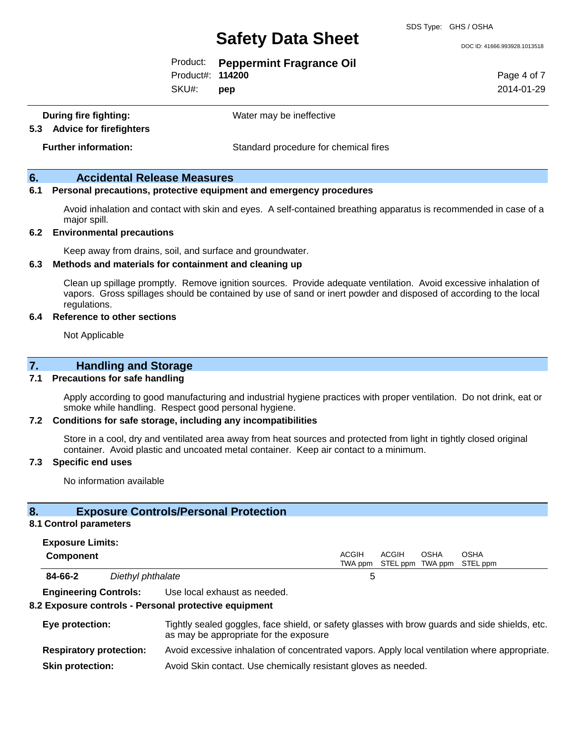**During fire fighting:** Water may be ineffective

### 5.3 Advice for firefighters

**Further information:** Standard procedure for chemical fires

## 6. Accidental Release Measures

### 6.1 Personal precautions, protective equipment and emergency procedures

Avoid inhalation and contact with skin and eyes. A self-contained breathing apparatus is recommended in case of a major spill.

### 6.2 Environmental precautions

Keep away from drains, soil, and surface and groundwater.

### 6.3 Methods and materials for containment and cleaning up

Clean up spillage promptly. Remove ignition sources. Provide adequate ventilation. Avoid excessive inhalation of vapors. Gross spillages should be contained by use of sand or inert powder and disposed of according to the local regulations.

### 6.4 Reference to other sections

Not Applicable

## 7. Handling and Storage

### 7.1 Precautions for safe handling

Apply according to good manufacturing and industrial hygiene practices with proper ventilation. Do not drink, eat or smoke while handling. Respect good personal hygiene.

### 7.2 Conditions for safe storage, including any incompatibilities

Store in a cool, dry and ventilated area away from heat sources and protected from light in tightly closed original container. Avoid plastic and uncoated metal container. Keep air contact to a minimum.

### 7.3 Specific end uses

No information available

## 8. Exposure Controls/Personal Protection

### 8.1 Control parameters

**Exposure Limits:**

| Component | | ACGIH TWA ppm | ACGIH STEL ppm | OSHA TWA ppm | OSHA STEL ppm |
|---|---|---|---|---|---|
| **84-66-2** | *Diethyl phthalate* | 5 | | | |

**Engineering Controls:** Use local exhaust as needed.

### 8.2 Exposure controls - Personal protective equipment

**Eye protection:** Tightly sealed goggles, face shield, or safety glasses with brow guards and side shields, etc. as may be appropriate for the exposure

**Respiratory protection:** Avoid excessive inhalation of concentrated vapors. Apply local ventilation where appropriate.

**Skin protection:** Avoid Skin contact. Use chemically resistant gloves as needed.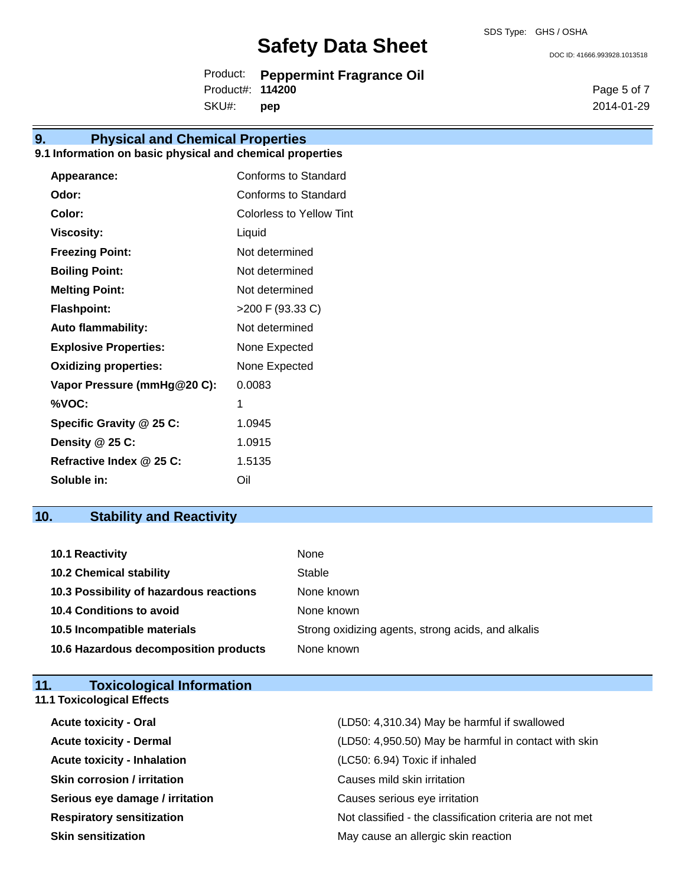## 9. Physical and Chemical Properties

### 9.1 Information on basic physical and chemical properties

| Property | Value |
|---|---|
| **Appearance:** | Conforms to Standard |
| **Odor:** | Conforms to Standard |
| **Color:** | Colorless to Yellow Tint |
| **Viscosity:** | Liquid |
| **Freezing Point:** | Not determined |
| **Boiling Point:** | Not determined |
| **Melting Point:** | Not determined |
| **Flashpoint:** | >200 F (93.33 C) |
| **Auto flammability:** | Not determined |
| **Explosive Properties:** | None Expected |
| **Oxidizing properties:** | None Expected |
| **Vapor Pressure (mmHg@20 C):** | 0.0083 |
| **%VOC:** | 1 |
| **Specific Gravity @ 25 C:** | 1.0945 |
| **Density @ 25 C:** | 1.0915 |
| **Refractive Index @ 25 C:** | 1.5135 |
| **Soluble in:** | Oil |

## 10. Stability and Reactivity

| Item | Value |
|---|---|
| **10.1 Reactivity** | None |
| **10.2 Chemical stability** | Stable |
| **10.3 Possibility of hazardous reactions** | None known |
| **10.4 Conditions to avoid** | None known |
| **10.5 Incompatible materials** | Strong oxidizing agents, strong acids, and alkalis |
| **10.6 Hazardous decomposition products** | None known |

## 11. Toxicological Information

### 11.1 Toxicological Effects

| Effect | Value |
|---|---|
| **Acute toxicity - Oral** | (LD50: 4,310.34) May be harmful if swallowed |
| **Acute toxicity - Dermal** | (LD50: 4,950.50) May be harmful in contact with skin |
| **Acute toxicity - Inhalation** | (LC50: 6.94) Toxic if inhaled |
| **Skin corrosion / irritation** | Causes mild skin irritation |
| **Serious eye damage / irritation** | Causes serious eye irritation |
| **Respiratory sensitization** | Not classified - the classification criteria are not met |
| **Skin sensitization** | May cause an allergic skin reaction |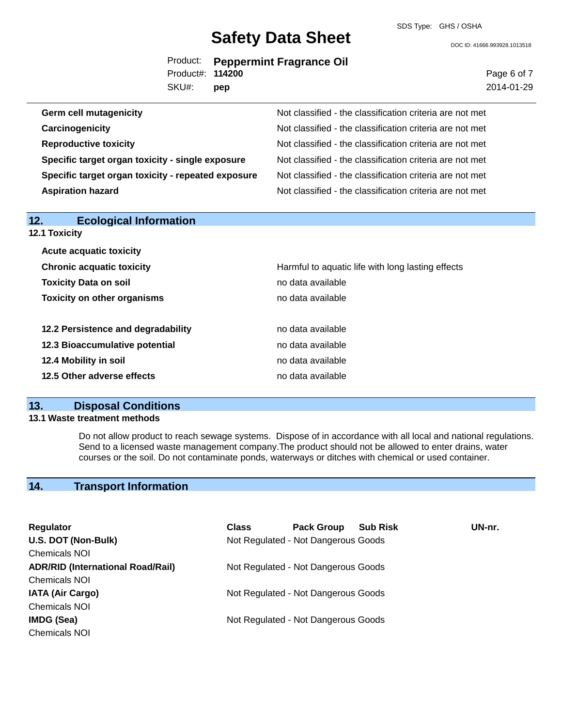| | |
|---|---|
| **Germ cell mutagenicity** | Not classified - the classification criteria are not met |
| **Carcinogenicity** | Not classified - the classification criteria are not met |
| **Reproductive toxicity** | Not classified - the classification criteria are not met |
| **Specific target organ toxicity - single exposure** | Not classified - the classification criteria are not met |
| **Specific target organ toxicity - repeated exposure** | Not classified - the classification criteria are not met |
| **Aspiration hazard** | Not classified - the classification criteria are not met |

## 12. Ecological Information

### 12.1 Toxicity

| | |
|---|---|
| **Acute acquatic toxicity** | |
| **Chronic acquatic toxicity** | Harmful to aquatic life with long lasting effects |
| **Toxicity Data on soil** | no data available |
| **Toxicity on other organisms** | no data available |

| | |
|---|---|
| **12.2 Persistence and degradability** | no data available |
| **12.3 Bioaccumulative potential** | no data available |
| **12.4 Mobility in soil** | no data available |
| **12.5 Other adverse effects** | no data available |

## 13. Disposal Conditions

### 13.1 Waste treatment methods

Do not allow product to reach sewage systems. Dispose of in accordance with all local and national regulations. Send to a licensed waste management company.The product should not be allowed to enter drains, water courses or the soil. Do not contaminate ponds, waterways or ditches with chemical or used container.

## 14. Transport Information

| Regulator | Class | Pack Group | Sub Risk | UN-nr. |
|---|---|---|---|---|
| **U.S. DOT (Non-Bulk)** | Not Regulated - Not Dangerous Goods | | | |
| Chemicals NOI | | | | |
| **ADR/RID (International Road/Rail)** | Not Regulated - Not Dangerous Goods | | | |
| Chemicals NOI | | | | |
| **IATA (Air Cargo)** | Not Regulated - Not Dangerous Goods | | | |
| Chemicals NOI | | | | |
| **IMDG (Sea)** | Not Regulated - Not Dangerous Goods | | | |
| Chemicals NOI | | | | |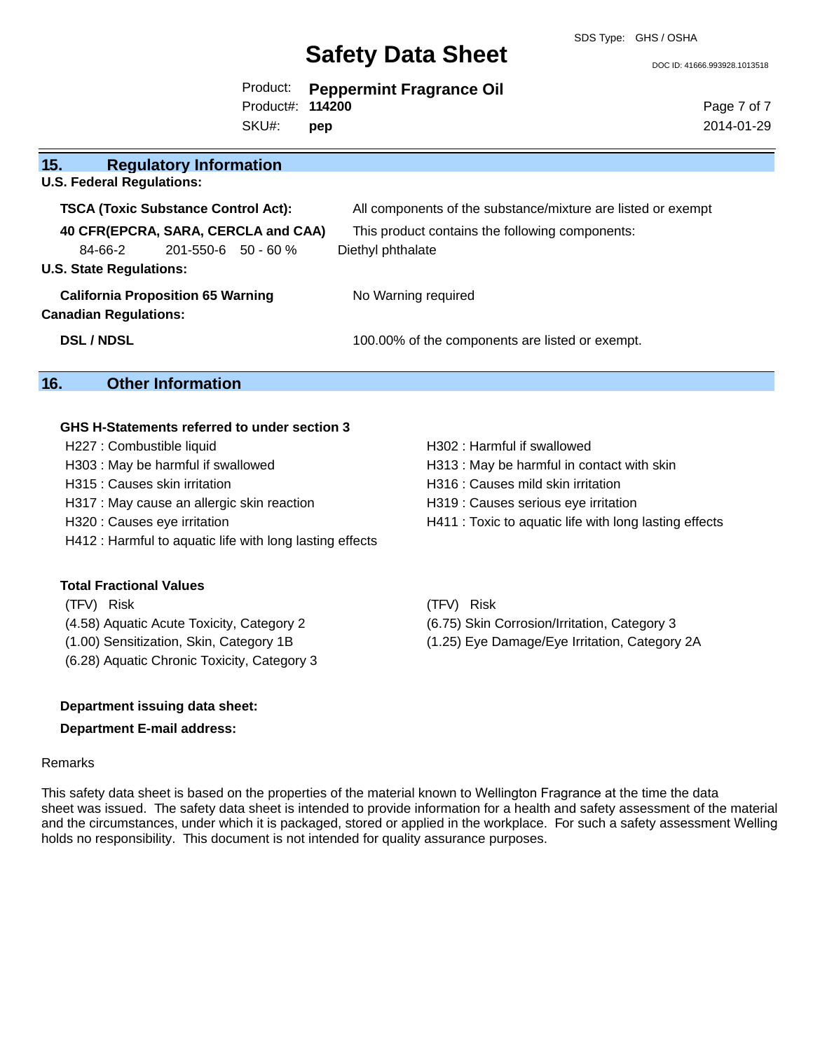## 15. Regulatory Information

**U.S. Federal Regulations:**

| | |
|---|---|
| **TSCA (Toxic Substance Control Act):** | All components of the substance/mixture are listed or exempt |
| **40 CFR(EPCRA, SARA, CERCLA and CAA)** | This product contains the following components: |
| 84-66-2 201-550-6 50 - 60 % | Diethyl phthalate |

**U.S. State Regulations:**

| | |
|---|---|
| **California Proposition 65 Warning** | No Warning required |

**Canadian Regulations:**

| | |
|---|---|
| **DSL / NDSL** | 100.00% of the components are listed or exempt. |

## 16. Other Information

**GHS H-Statements referred to under section 3**

H227 : Combustible liquid
H302 : Harmful if swallowed
H303 : May be harmful if swallowed
H313 : May be harmful in contact with skin
H315 : Causes skin irritation
H316 : Causes mild skin irritation
H317 : May cause an allergic skin reaction
H319 : Causes serious eye irritation
H320 : Causes eye irritation
H411 : Toxic to aquatic life with long lasting effects
H412 : Harmful to aquatic life with long lasting effects

**Total Fractional Values**

| (TFV) | Risk | (TFV) | Risk |
|---|---|---|---|
| (4.58) | Aquatic Acute Toxicity, Category 2 | (6.75) | Skin Corrosion/Irritation, Category 3 |
| (1.00) | Sensitization, Skin, Category 1B | (1.25) | Eye Damage/Eye Irritation, Category 2A |
| (6.28) | Aquatic Chronic Toxicity, Category 3 | | |

**Department issuing data sheet:**

**Department E-mail address:**

Remarks

This safety data sheet is based on the properties of the material known to Wellington Fragrance at the time the data sheet was issued. The safety data sheet is intended to provide information for a health and safety assessment of the material and the circumstances, under which it is packaged, stored or applied in the workplace. For such a safety assessment Welling holds no responsibility. This document is not intended for quality assurance purposes.